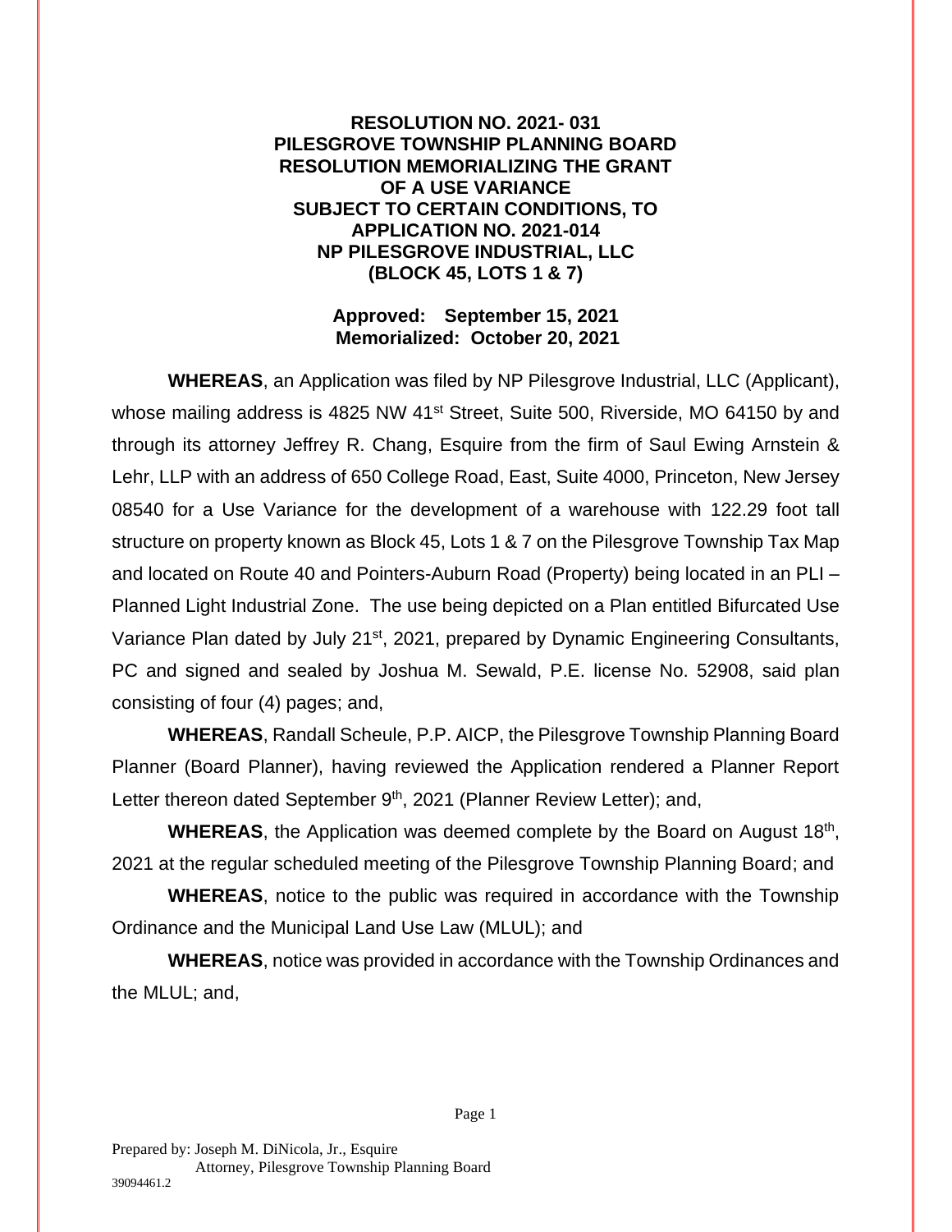**RESOLUTION NO. 2021- 031**
**PILESGROVE TOWNSHIP PLANNING BOARD**
**RESOLUTION MEMORIALIZING THE GRANT**
**OF A USE VARIANCE**
**SUBJECT TO CERTAIN CONDITIONS, TO**
**APPLICATION NO. 2021-014**
**NP PILESGROVE INDUSTRIAL, LLC**
**(BLOCK 45, LOTS 1 & 7)**

**Approved: September 15, 2021**
**Memorialized: October 20, 2021**

**WHEREAS**, an Application was filed by NP Pilesgrove Industrial, LLC (Applicant), whose mailing address is 4825 NW 41st Street, Suite 500, Riverside, MO 64150 by and through its attorney Jeffrey R. Chang, Esquire from the firm of Saul Ewing Arnstein & Lehr, LLP with an address of 650 College Road, East, Suite 4000, Princeton, New Jersey 08540 for a Use Variance for the development of a warehouse with 122.29 foot tall structure on property known as Block 45, Lots 1 & 7 on the Pilesgrove Township Tax Map and located on Route 40 and Pointers-Auburn Road (Property) being located in an PLI – Planned Light Industrial Zone. The use being depicted on a Plan entitled Bifurcated Use Variance Plan dated by July 21st, 2021, prepared by Dynamic Engineering Consultants, PC and signed and sealed by Joshua M. Sewald, P.E. license No. 52908, said plan consisting of four (4) pages; and,

**WHEREAS**, Randall Scheule, P.P. AICP, the Pilesgrove Township Planning Board Planner (Board Planner), having reviewed the Application rendered a Planner Report Letter thereon dated September 9th, 2021 (Planner Review Letter); and,

**WHEREAS**, the Application was deemed complete by the Board on August 18th, 2021 at the regular scheduled meeting of the Pilesgrove Township Planning Board; and

**WHEREAS**, notice to the public was required in accordance with the Township Ordinance and the Municipal Land Use Law (MLUL); and

**WHEREAS**, notice was provided in accordance with the Township Ordinances and the MLUL; and,

Prepared by: Joseph M. DiNicola, Jr., Esquire
Attorney, Pilesgrove Township Planning Board
39094461.2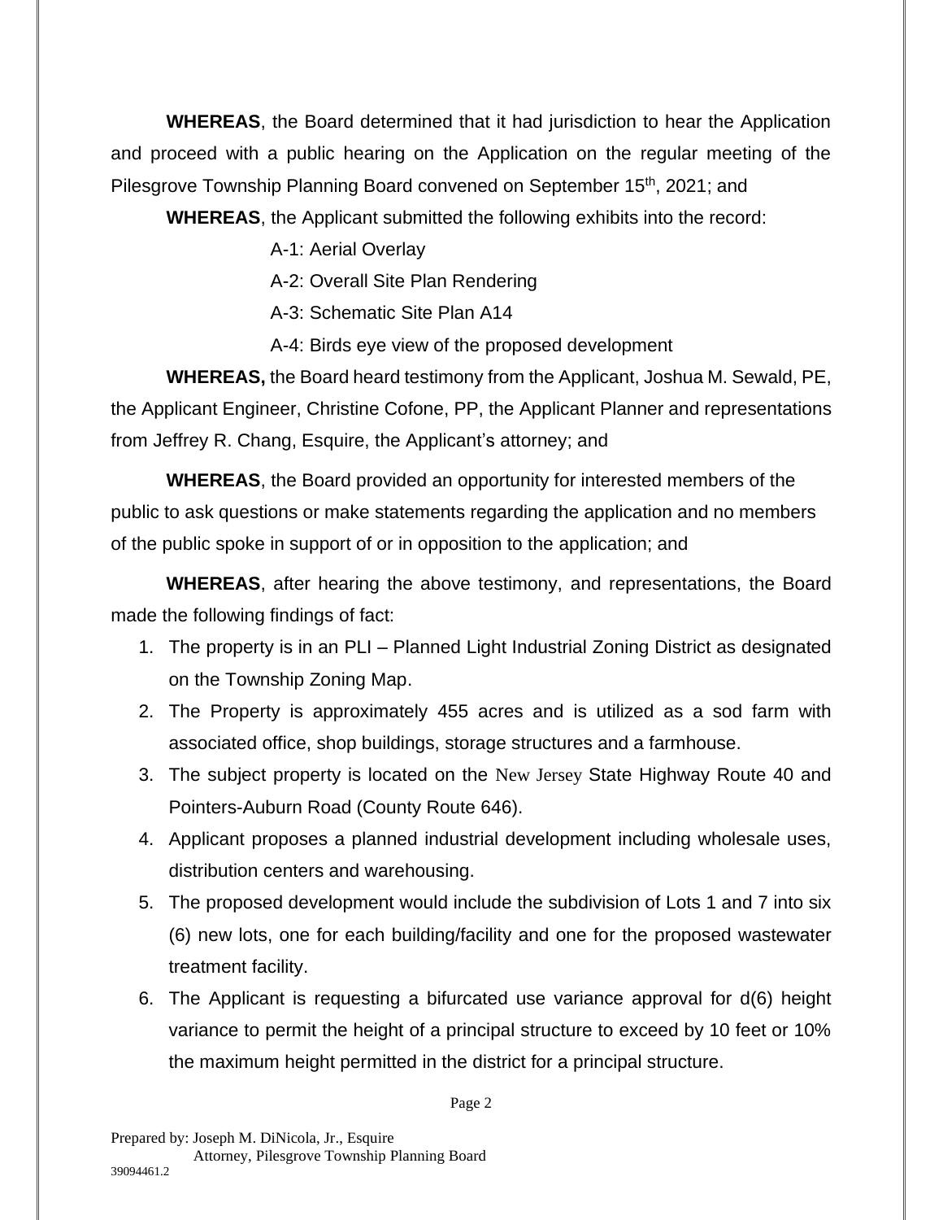**WHEREAS**, the Board determined that it had jurisdiction to hear the Application and proceed with a public hearing on the Application on the regular meeting of the Pilesgrove Township Planning Board convened on September 15th, 2021; and

**WHEREAS**, the Applicant submitted the following exhibits into the record:

A-1: Aerial Overlay

A-2: Overall Site Plan Rendering

A-3: Schematic Site Plan A14

A-4: Birds eye view of the proposed development

**WHEREAS,** the Board heard testimony from the Applicant, Joshua M. Sewald, PE, the Applicant Engineer, Christine Cofone, PP, the Applicant Planner and representations from Jeffrey R. Chang, Esquire, the Applicant's attorney; and

**WHEREAS**, the Board provided an opportunity for interested members of the public to ask questions or make statements regarding the application and no members of the public spoke in support of or in opposition to the application; and

**WHEREAS**, after hearing the above testimony, and representations, the Board made the following findings of fact:

1. The property is in an PLI – Planned Light Industrial Zoning District as designated on the Township Zoning Map.
2. The Property is approximately 455 acres and is utilized as a sod farm with associated office, shop buildings, storage structures and a farmhouse.
3. The subject property is located on the New Jersey State Highway Route 40 and Pointers-Auburn Road (County Route 646).
4. Applicant proposes a planned industrial development including wholesale uses, distribution centers and warehousing.
5. The proposed development would include the subdivision of Lots 1 and 7 into six (6) new lots, one for each building/facility and one for the proposed wastewater treatment facility.
6. The Applicant is requesting a bifurcated use variance approval for d(6) height variance to permit the height of a principal structure to exceed by 10 feet or 10% the maximum height permitted in the district for a principal structure.

Prepared by: Joseph M. DiNicola, Jr., Esquire
Attorney, Pilesgrove Township Planning Board
39094461.2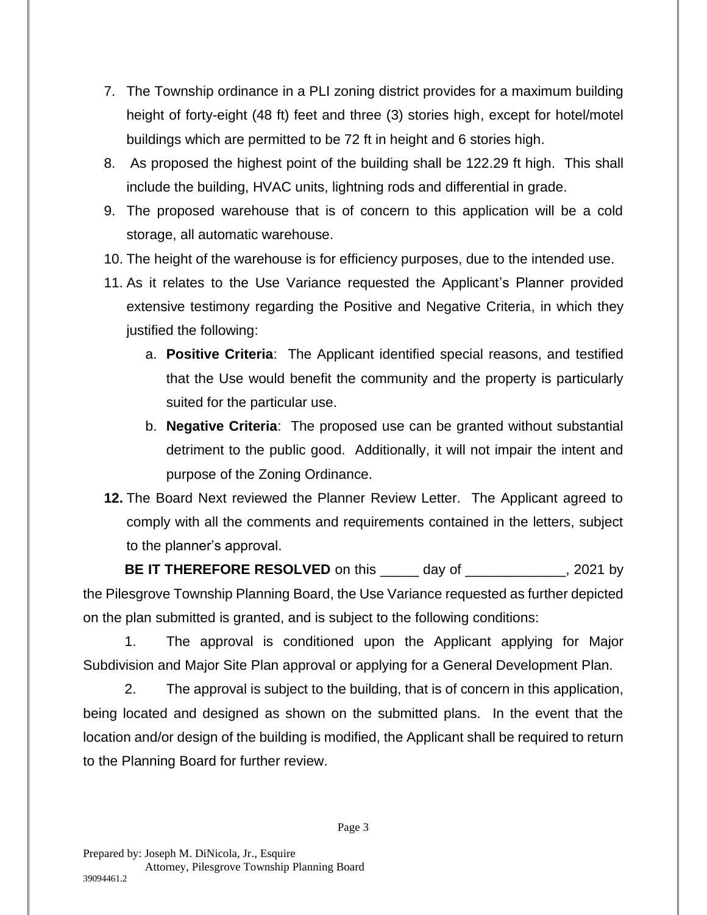7. The Township ordinance in a PLI zoning district provides for a maximum building height of forty-eight (48 ft) feet and three (3) stories high, except for hotel/motel buildings which are permitted to be 72 ft in height and 6 stories high.
8. As proposed the highest point of the building shall be 122.29 ft high. This shall include the building, HVAC units, lightning rods and differential in grade.
9. The proposed warehouse that is of concern to this application will be a cold storage, all automatic warehouse.
10. The height of the warehouse is for efficiency purposes, due to the intended use.
11. As it relates to the Use Variance requested the Applicant's Planner provided extensive testimony regarding the Positive and Negative Criteria, in which they justified the following:
    a. **Positive Criteria**: The Applicant identified special reasons, and testified that the Use would benefit the community and the property is particularly suited for the particular use.
    b. **Negative Criteria**: The proposed use can be granted without substantial detriment to the public good. Additionally, it will not impair the intent and purpose of the Zoning Ordinance.
12. The Board Next reviewed the Planner Review Letter. The Applicant agreed to comply with all the comments and requirements contained in the letters, subject to the planner's approval.

**BE IT THEREFORE RESOLVED** on this _____ day of _____________, 2021 by the Pilesgrove Township Planning Board, the Use Variance requested as further depicted on the plan submitted is granted, and is subject to the following conditions:

1. The approval is conditioned upon the Applicant applying for Major Subdivision and Major Site Plan approval or applying for a General Development Plan.

2. The approval is subject to the building, that is of concern in this application, being located and designed as shown on the submitted plans. In the event that the location and/or design of the building is modified, the Applicant shall be required to return to the Planning Board for further review.

Prepared by: Joseph M. DiNicola, Jr., Esquire
Attorney, Pilesgrove Township Planning Board
39094461.2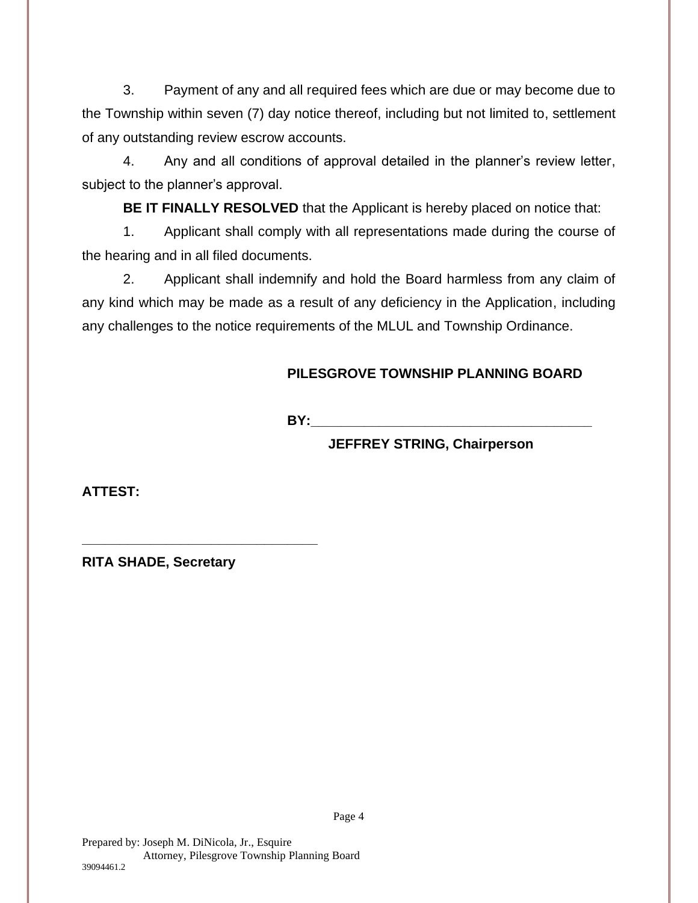3. Payment of any and all required fees which are due or may become due to the Township within seven (7) day notice thereof, including but not limited to, settlement of any outstanding review escrow accounts.

4. Any and all conditions of approval detailed in the planner's review letter, subject to the planner's approval.

**BE IT FINALLY RESOLVED** that the Applicant is hereby placed on notice that:

1. Applicant shall comply with all representations made during the course of the hearing and in all filed documents.

2. Applicant shall indemnify and hold the Board harmless from any claim of any kind which may be made as a result of any deficiency in the Application, including any challenges to the notice requirements of the MLUL and Township Ordinance.

**PILESGROVE TOWNSHIP PLANNING BOARD**

**BY:**_______________________________________

**JEFFREY STRING, Chairperson**

**ATTEST:**

_________________________________

**RITA SHADE, Secretary**

Prepared by: Joseph M. DiNicola, Jr., Esquire
Attorney, Pilesgrove Township Planning Board
39094461.2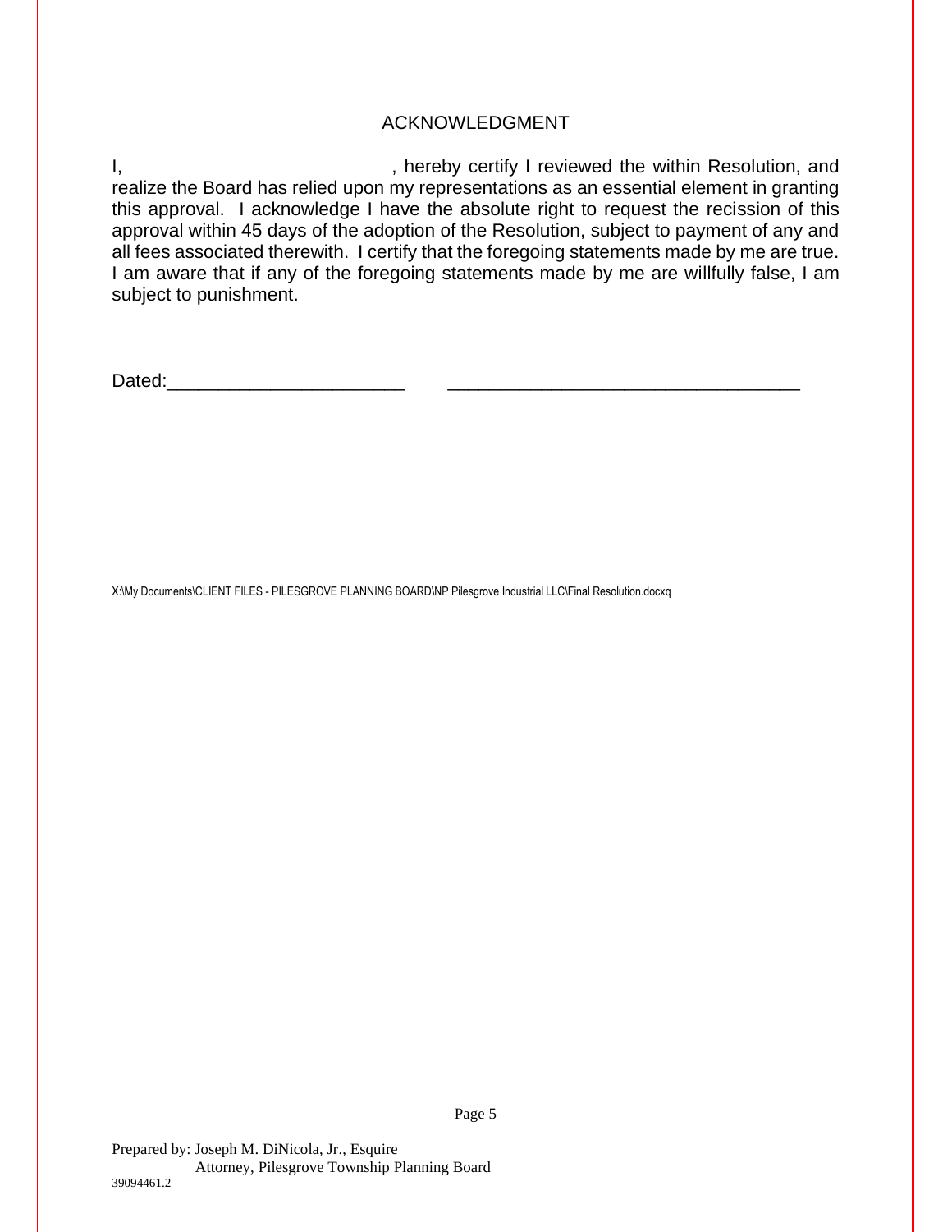# ACKNOWLEDGMENT

I, , hereby certify I reviewed the within Resolution, and realize the Board has relied upon my representations as an essential element in granting this approval. I acknowledge I have the absolute right to request the recission of this approval within 45 days of the adoption of the Resolution, subject to payment of any and all fees associated therewith. I certify that the foregoing statements made by me are true. I am aware that if any of the foregoing statements made by me are willfully false, I am subject to punishment.

Dated:_______________________ _________________________________

X:\My Documents\CLIENT FILES - PILESGROVE PLANNING BOARD\NP Pilesgrove Industrial LLC\Final Resolution.docxq

Prepared by: Joseph M. DiNicola, Jr., Esquire
Attorney, Pilesgrove Township Planning Board

39094461.2